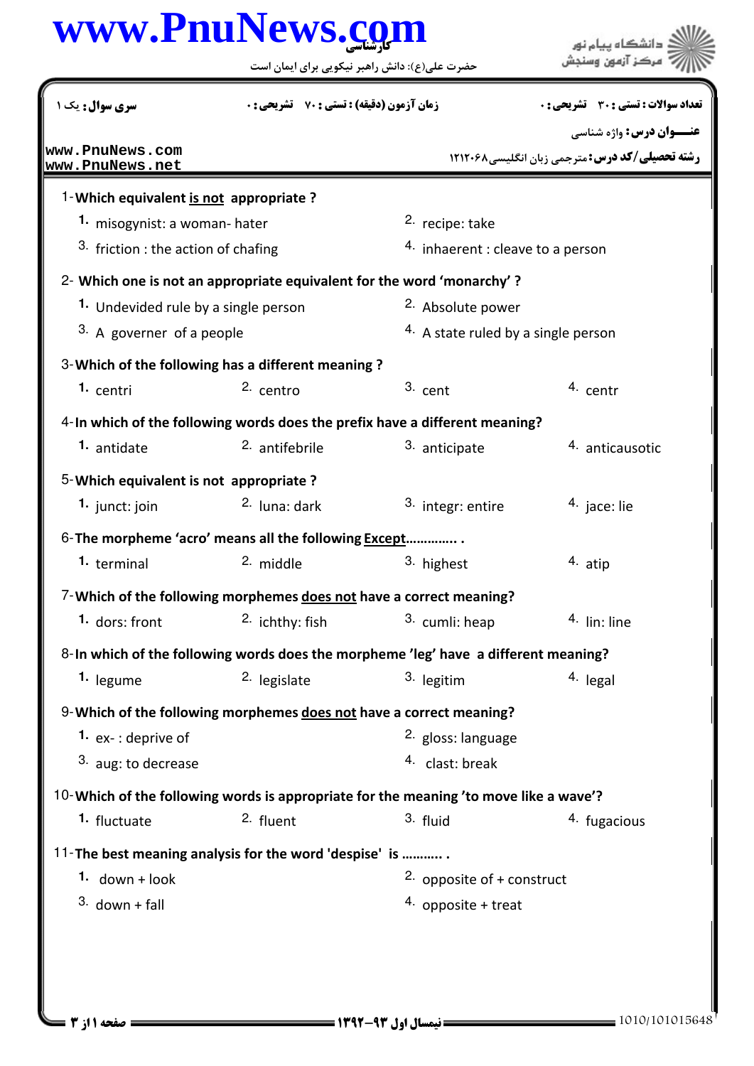www.PnuNews.com

کارشناسی

حضرت علی(ع): دانش راهبر نیکویی برای ایمان است

دانشگاه پیام نور
مرکز آزمون وسنجش

| سری سوال: یک ۱ | زمان آزمون (دقیقه) : تستی : ۷۰ تشریحی : ۰ | تعداد سوالات : تستی : ۳۰ تشریحی : ۰ |
|---|---|---|

www.PnuNews.com
www.PnuNews.net

**عنـــوان درس:** واژه شناسی

**رشته تحصیلی/کد درس:** مترجمی زبان انگلیسی۱۲۱۲۰۶۸

1-**Which equivalent <u>is not</u> appropriate ?**

1. misogynist: a woman- hater
2. recipe: take
3. friction : the action of chafing
4. inhaerent : cleave to a person

2- **Which one is not an appropriate equivalent for the word 'monarchy' ?**

1. Undevided rule by a single person
2. Absolute power
3. A governer of a people
4. A state ruled by a single person

3-**Which of the following has a different meaning ?**

1. centri
2. centro
3. cent
4. centr

4-**In which of the following words does the prefix have a different meaning?**

1. antidate
2. antifebrile
3. anticipate
4. anticausotic

5-**Which equivalent is not appropriate ?**

1. junct: join
2. luna: dark
3. integr: entire
4. jace: lie

6-**The morpheme 'acro' means all the following <u>Except</u>.............. .**

1. terminal
2. middle
3. highest
4. atip

7-**Which of the following morphemes <u>does not</u> have a correct meaning?**

1. dors: front
2. ichthy: fish
3. cumli: heap
4. lin: line

8-**In which of the following words does the morpheme 'leg' have a different meaning?**

1. legume
2. legislate
3. legitim
4. legal

9-**Which of the following morphemes <u>does not</u> have a correct meaning?**

1. ex- : deprive of
2. gloss: language
3. aug: to decrease
4. clast: break

10-**Which of the following words is appropriate for the meaning 'to move like a wave'?**

1. fluctuate
2. fluent
3. fluid
4. fugacious

11-**The best meaning analysis for the word 'despise' is ........... .**

1. down + look
2. opposite of + construct
3. down + fall
4. opposite + treat

نیمسال اول ۹۳-۱۳۹۲

1010/101015648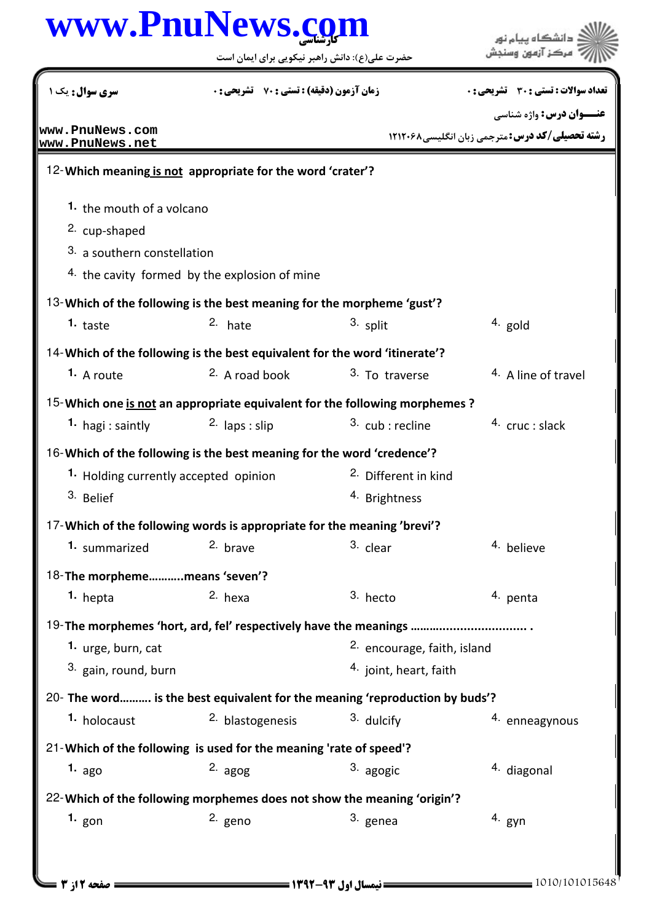12-**Which meaning is not appropriate for the word 'crater'?**

1. the mouth of a volcano
2. cup-shaped
3. a southern constellation
4. the cavity formed by the explosion of mine

13-**Which of the following is the best meaning for the morpheme 'gust'?**

1. taste
2. hate
3. split
4. gold

14-**Which of the following is the best equivalent for the word 'itinerate'?**

1. A route
2. A road book
3. To traverse
4. A line of travel

15-**Which one is not an appropriate equivalent for the following morphemes ?**

1. hagi : saintly
2. laps : slip
3. cub : recline
4. cruc : slack

16-**Which of the following is the best meaning for the word 'credence'?**

1. Holding currently accepted opinion
2. Different in kind
3. Belief
4. Brightness

17-**Which of the following words is appropriate for the meaning 'brevi'?**

1. summarized
2. brave
3. clear
4. believe

18-**The morpheme...........means 'seven'?**

1. hepta
2. hexa
3. hecto
4. penta

19-**The morphemes 'hort, ard, fel' respectively have the meanings ................................. .**

1. urge, burn, cat
2. encourage, faith, island
3. gain, round, burn
4. joint, heart, faith

20- **The word.......... is the best equivalent for the meaning 'reproduction by buds'?**

1. holocaust
2. blastogenesis
3. dulcify
4. enneagynous

21-**Which of the following is used for the meaning 'rate of speed'?**

1. ago
2. agog
3. agogic
4. diagonal

22-**Which of the following morphemes does not show the meaning 'origin'?**

1. gon
2. geno
3. genea
4. gyn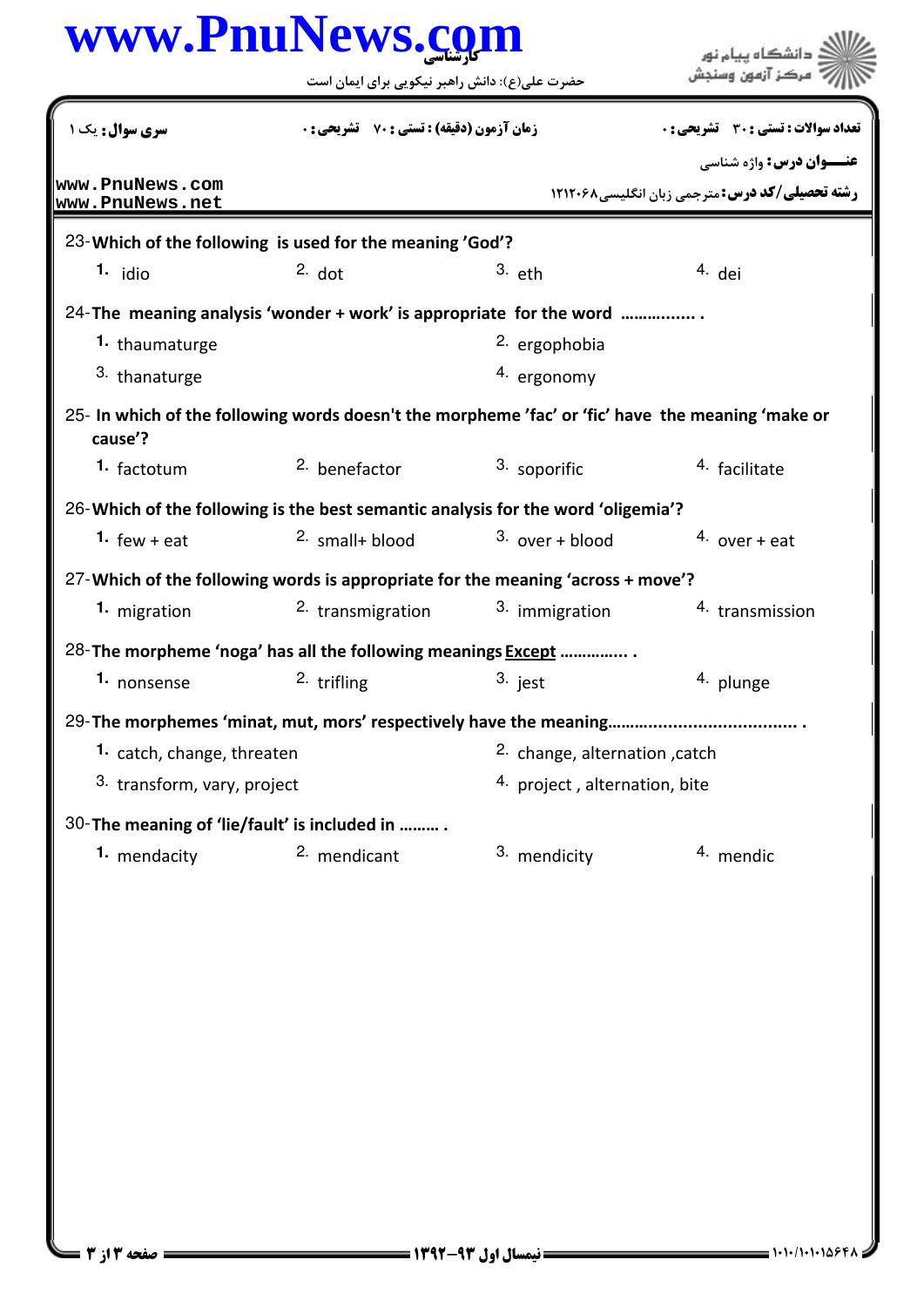23- **Which of the following is used for the meaning 'God'?**

1. idio
2. dot
3. eth
4. dei

24- **The meaning analysis 'wonder + work' is appropriate for the word ............... .**

1. thaumaturge
2. ergophobia
3. thanaturge
4. ergonomy

25- **In which of the following words doesn't the morpheme 'fac' or 'fic' have the meaning 'make or cause'?**

1. factotum
2. benefactor
3. soporific
4. facilitate

26- **Which of the following is the best semantic analysis for the word 'oligemia'?**

1. few + eat
2. small+ blood
3. over + blood
4. over + eat

27- **Which of the following words is appropriate for the meaning 'across + move'?**

1. migration
2. transmigration
3. immigration
4. transmission

28- **The morpheme 'noga' has all the following meanings Except .............. .**

1. nonsense
2. trifling
3. jest
4. plunge

29- **The morphemes 'minat, mut, mors' respectively have the meaning...................................... .**

1. catch, change, threaten
2. change, alternation ,catch
3. transform, vary, project
4. project , alternation, bite

30- **The meaning of 'lie/fault' is included in ......... .**

1. mendacity
2. mendicant
3. mendicity
4. mendic